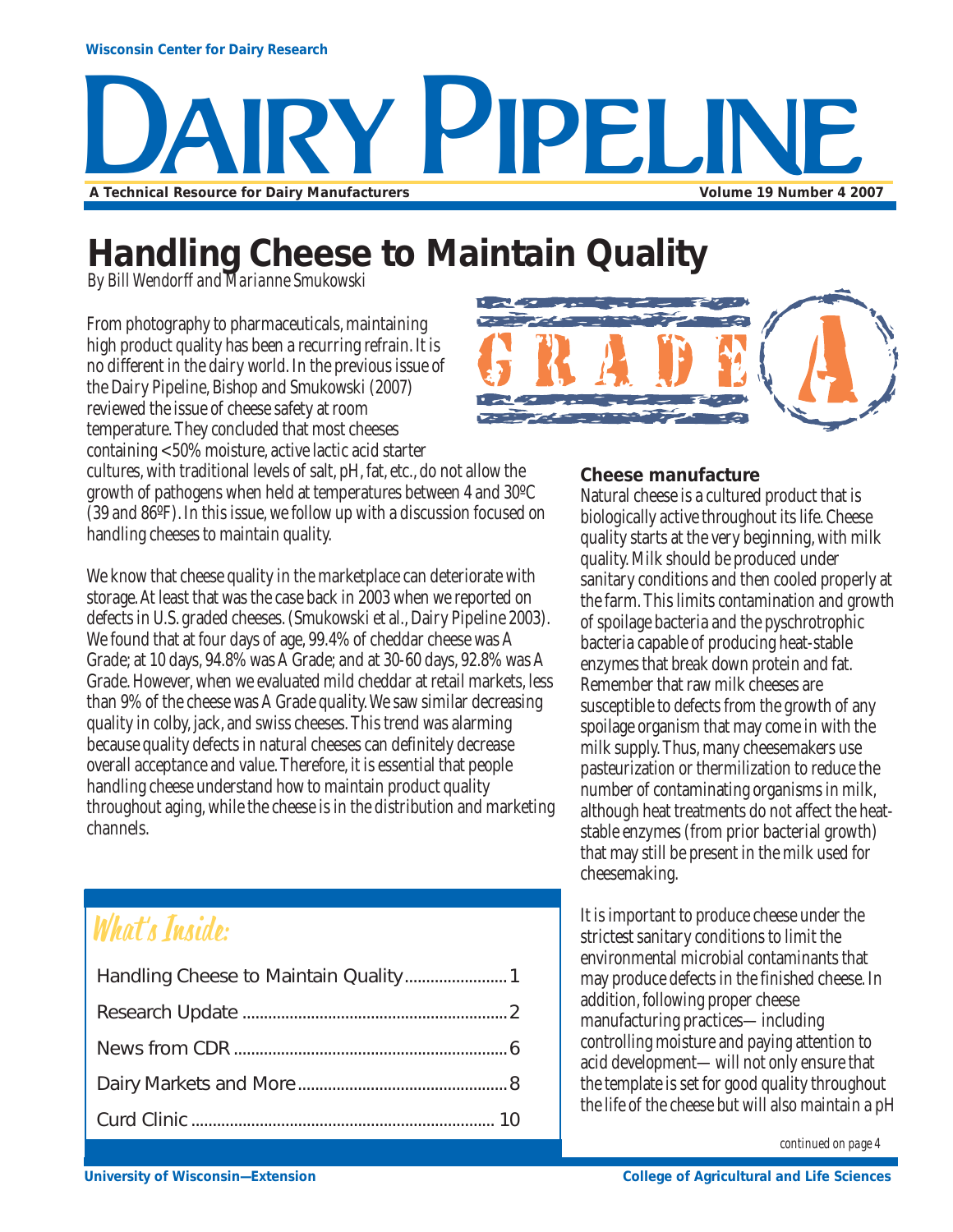Wisconsin Center for Dairy Research

# DAIRY PIPELINE

A Technical Resource for Dairy Manufacturers

Volume 19 Number 4 2007

## Handling Cheese to Maintain Quality

*By Bill Wendorff and Marianne Smukowski*

From photography to pharmaceuticals, maintaining high product quality has been a recurring refrain. It is no different in the dairy world. In the previous issue of the Dairy Pipeline, Bishop and Smukowski (2007) reviewed the issue of cheese safety at room temperature. They concluded that most cheeses containing <50% moisture, active lactic acid starter cultures, with traditional levels of salt, pH, fat, etc., do not allow the growth of pathogens when held at temperatures between 4 and 30ºC (39 and 86ºF). In this issue, we follow up with a discussion focused on handling cheeses to maintain quality.

We know that cheese quality in the marketplace can deteriorate with storage. At least that was the case back in 2003 when we reported on defects in U.S. graded cheeses. (Smukowski et al., Dairy Pipeline 2003). We found that at four days of age, 99.4% of cheddar cheese was A Grade; at 10 days, 94.8% was A Grade; and at 30-60 days, 92.8% was A Grade. However, when we evaluated mild cheddar at retail markets, less than 9% of the cheese was A Grade quality. We saw similar decreasing quality in colby, jack, and swiss cheeses. This trend was alarming because quality defects in natural cheeses can definitely decrease overall acceptance and value. Therefore, it is essential that people handling cheese understand how to maintain product quality throughout aging, while the cheese is in the distribution and marketing channels.

### What's Inside:

- Handling Cheese to Maintain Quality ........ 1
- Research Update ........ 2
- News from CDR ........ 6
- Dairy Markets and More ........ 8
- Curd Clinic ........ 10

### Cheese manufacture

Natural cheese is a cultured product that is biologically active throughout its life. Cheese quality starts at the very beginning, with milk quality. Milk should be produced under sanitary conditions and then cooled properly at the farm. This limits contamination and growth of spoilage bacteria and the pyschrotrophic bacteria capable of producing heat-stable enzymes that break down protein and fat. Remember that raw milk cheeses are susceptible to defects from the growth of any spoilage organism that may come in with the milk supply. Thus, many cheesemakers use pasteurization or thermilization to reduce the number of contaminating organisms in milk, although heat treatments do not affect the heat-stable enzymes (from prior bacterial growth) that may still be present in the milk used for cheesemaking.

It is important to produce cheese under the strictest sanitary conditions to limit the environmental microbial contaminants that may produce defects in the finished cheese. In addition, following proper cheese manufacturing practices—including controlling moisture and paying attention to acid development—will not only ensure that the template is set for good quality throughout the life of the cheese but will also maintain a pH

*continued on page 4*

University of Wisconsin—Extension

College of Agricultural and Life Sciences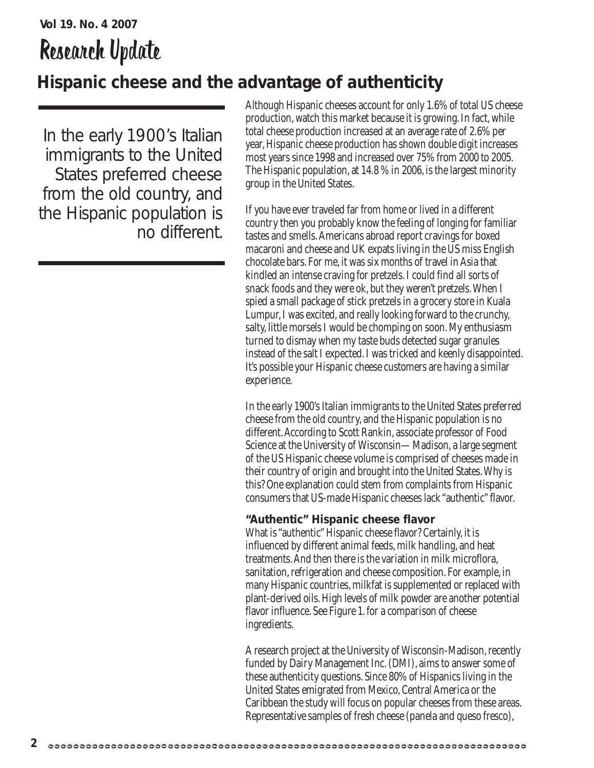# Research Update

## Hispanic cheese and the advantage of authenticity

> In the early 1900's Italian immigrants to the United States preferred cheese from the old country, and the Hispanic population is no different.

Although Hispanic cheeses account for only 1.6% of total US cheese production, watch this market because it is growing. In fact, while total cheese production increased at an average rate of 2.6% per year, Hispanic cheese production has shown double digit increases most years since 1998 and increased over 75% from 2000 to 2005. The Hispanic population, at 14.8 % in 2006, is the largest minority group in the United States.

If you have ever traveled far from home or lived in a different country then you probably know the feeling of longing for familiar tastes and smells. Americans abroad report cravings for boxed macaroni and cheese and UK expats living in the US miss English chocolate bars. For me, it was six months of travel in Asia that kindled an intense craving for pretzels. I could find all sorts of snack foods and they were ok, but they weren't pretzels. When I spied a small package of stick pretzels in a grocery store in Kuala Lumpur, I was excited, and really looking forward to the crunchy, salty, little morsels I would be chomping on soon. My enthusiasm turned to dismay when my taste buds detected sugar granules instead of the salt I expected. I was tricked and keenly disappointed. It's possible your Hispanic cheese customers are having a similar experience.

In the early 1900's Italian immigrants to the United States preferred cheese from the old country, and the Hispanic population is no different. According to Scott Rankin, associate professor of Food Science at the University of Wisconsin—Madison, a large segment of the US Hispanic cheese volume is comprised of cheeses made in their country of origin and brought into the United States. Why is this? One explanation could stem from complaints from Hispanic consumers that US-made Hispanic cheeses lack "authentic" flavor.

### "Authentic" Hispanic cheese flavor

What is "authentic" Hispanic cheese flavor? Certainly, it is influenced by different animal feeds, milk handling, and heat treatments. And then there is the variation in milk microflora, sanitation, refrigeration and cheese composition. For example, in many Hispanic countries, milkfat is supplemented or replaced with plant-derived oils. High levels of milk powder are another potential flavor influence. See Figure 1. for a comparison of cheese ingredients.

A research project at the University of Wisconsin-Madison, recently funded by Dairy Management Inc. (DMI), aims to answer some of these authenticity questions. Since 80% of Hispanics living in the United States emigrated from Mexico, Central America or the Caribbean the study will focus on popular cheeses from these areas. Representative samples of fresh cheese (panela and queso fresco),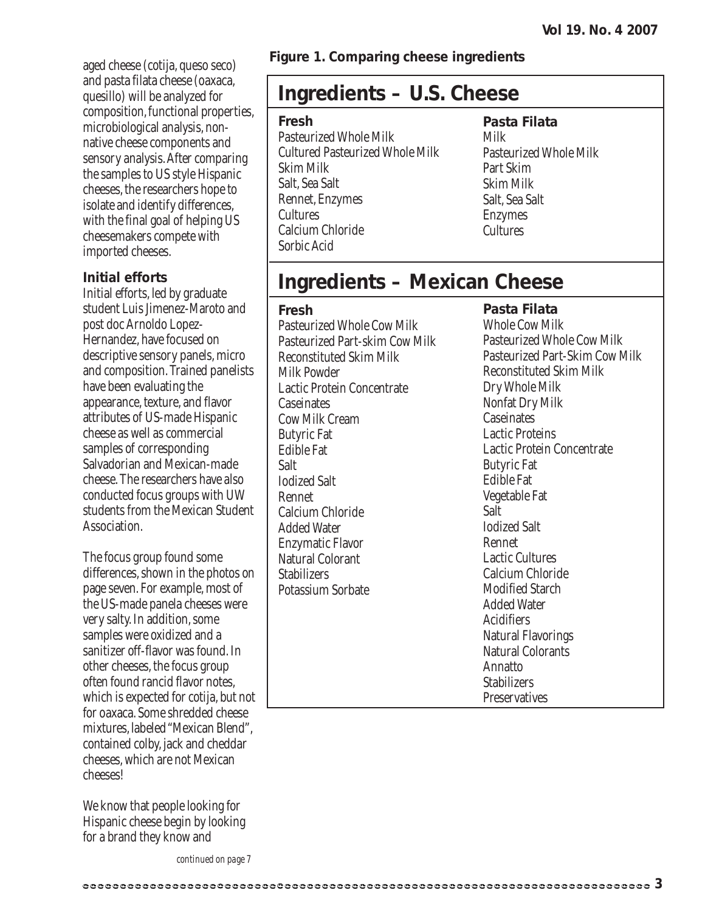aged cheese (cotija, queso seco) and pasta filata cheese (oaxaca, quesillo) will be analyzed for composition, functional properties, microbiological analysis, non-native cheese components and sensory analysis. After comparing the samples to US style Hispanic cheeses, the researchers hope to isolate and identify differences, with the final goal of helping US cheesemakers compete with imported cheeses.

### Initial efforts

Initial efforts, led by graduate student Luis Jimenez-Maroto and post doc Arnoldo Lopez-Hernandez, have focused on descriptive sensory panels, micro and composition. Trained panelists have been evaluating the appearance, texture, and flavor attributes of US-made Hispanic cheese as well as commercial samples of corresponding Salvadorian and Mexican-made cheese. The researchers have also conducted focus groups with UW students from the Mexican Student Association.

The focus group found some differences, shown in the photos on page seven. For example, most of the US-made panela cheeses were very salty. In addition, some samples were oxidized and a sanitizer off-flavor was found. In other cheeses, the focus group often found rancid flavor notes, which is expected for cotija, but not for oaxaca. Some shredded cheese mixtures, labeled "Mexican Blend", contained colby, jack and cheddar cheeses, which are not Mexican cheeses!

We know that people looking for Hispanic cheese begin by looking for a brand they know and

*continued on page 7*

**Figure 1. Comparing cheese ingredients**

## Ingredients – U.S. Cheese

| Fresh | Pasta Filata |
|---|---|
| Pasteurized Whole Milk | Milk |
| Cultured Pasteurized Whole Milk | Pasteurized Whole Milk |
| Skim Milk | Part Skim |
| Salt, Sea Salt | Skim Milk |
| Rennet, Enzymes | Salt, Sea Salt |
| Cultures | Enzymes |
| Calcium Chloride | Cultures |
| Sorbic Acid | |

## Ingredients – Mexican Cheese

| Fresh | Pasta Filata |
|---|---|
| Pasteurized Whole Cow Milk | Whole Cow Milk |
| Pasteurized Part-skim Cow Milk | Pasteurized Whole Cow Milk |
| Reconstituted Skim Milk | Pasteurized Part-Skim Cow Milk |
| Milk Powder | Reconstituted Skim Milk |
| Lactic Protein Concentrate | Dry Whole Milk |
| Caseinates | Nonfat Dry Milk |
| Cow Milk Cream | Caseinates |
| Butyric Fat | Lactic Proteins |
| Edible Fat | Lactic Protein Concentrate |
| Salt | Butyric Fat |
| Iodized Salt | Edible Fat |
| Rennet | Vegetable Fat |
| Calcium Chloride | Salt |
| Added Water | Iodized Salt |
| Enzymatic Flavor | Rennet |
| Natural Colorant | Lactic Cultures |
| Stabilizers | Calcium Chloride |
| Potassium Sorbate | Modified Starch |
| | Added Water |
| | Acidifiers |
| | Natural Flavorings |
| | Natural Colorants |
| | Annatto |
| | Stabilizers |
| | Preservatives |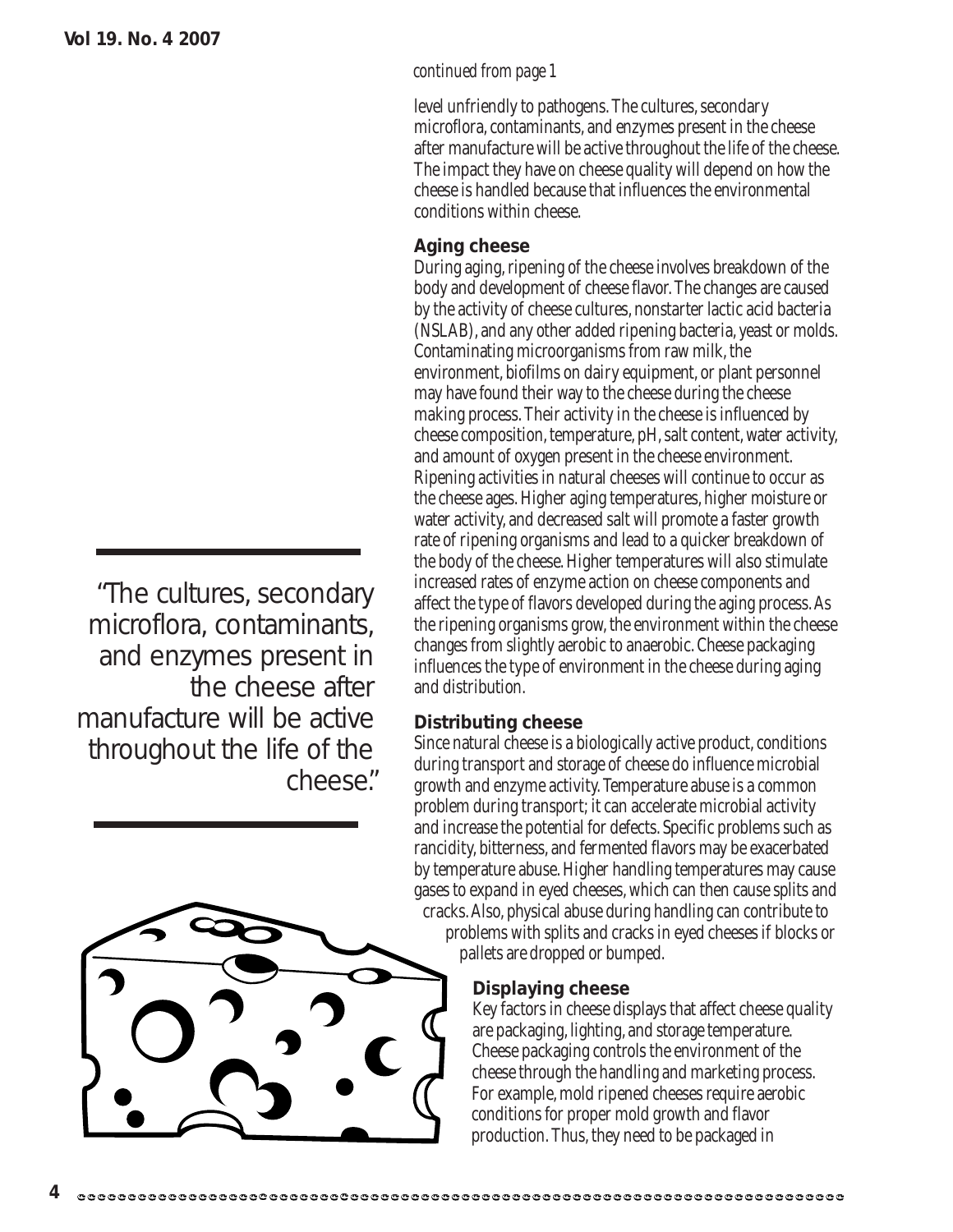*continued from page 1*

level unfriendly to pathogens. The cultures, secondary microflora, contaminants, and enzymes present in the cheese after manufacture will be active throughout the life of the cheese. The impact they have on cheese quality will depend on how the cheese is handled because that influences the environmental conditions within cheese.

> "The cultures, secondary microflora, contaminants, and enzymes present in the cheese after manufacture will be active throughout the life of the cheese."

### Aging cheese

During aging, ripening of the cheese involves breakdown of the body and development of cheese flavor. The changes are caused by the activity of cheese cultures, nonstarter lactic acid bacteria (NSLAB), and any other added ripening bacteria, yeast or molds. Contaminating microorganisms from raw milk, the environment, biofilms on dairy equipment, or plant personnel may have found their way to the cheese during the cheese making process. Their activity in the cheese is influenced by cheese composition, temperature, pH, salt content, water activity, and amount of oxygen present in the cheese environment. Ripening activities in natural cheeses will continue to occur as the cheese ages. Higher aging temperatures, higher moisture or water activity, and decreased salt will promote a faster growth rate of ripening organisms and lead to a quicker breakdown of the body of the cheese. Higher temperatures will also stimulate increased rates of enzyme action on cheese components and affect the type of flavors developed during the aging process. As the ripening organisms grow, the environment within the cheese changes from slightly aerobic to anaerobic. Cheese packaging influences the type of environment in the cheese during aging and distribution.

### Distributing cheese

Since natural cheese is a biologically active product, conditions during transport and storage of cheese do influence microbial growth and enzyme activity. Temperature abuse is a common problem during transport; it can accelerate microbial activity and increase the potential for defects. Specific problems such as rancidity, bitterness, and fermented flavors may be exacerbated by temperature abuse. Higher handling temperatures may cause gases to expand in eyed cheeses, which can then cause splits and cracks. Also, physical abuse during handling can contribute to problems with splits and cracks in eyed cheeses if blocks or pallets are dropped or bumped.

### Displaying cheese

Key factors in cheese displays that affect cheese quality are packaging, lighting, and storage temperature. Cheese packaging controls the environment of the cheese through the handling and marketing process. For example, mold ripened cheeses require aerobic conditions for proper mold growth and flavor production. Thus, they need to be packaged in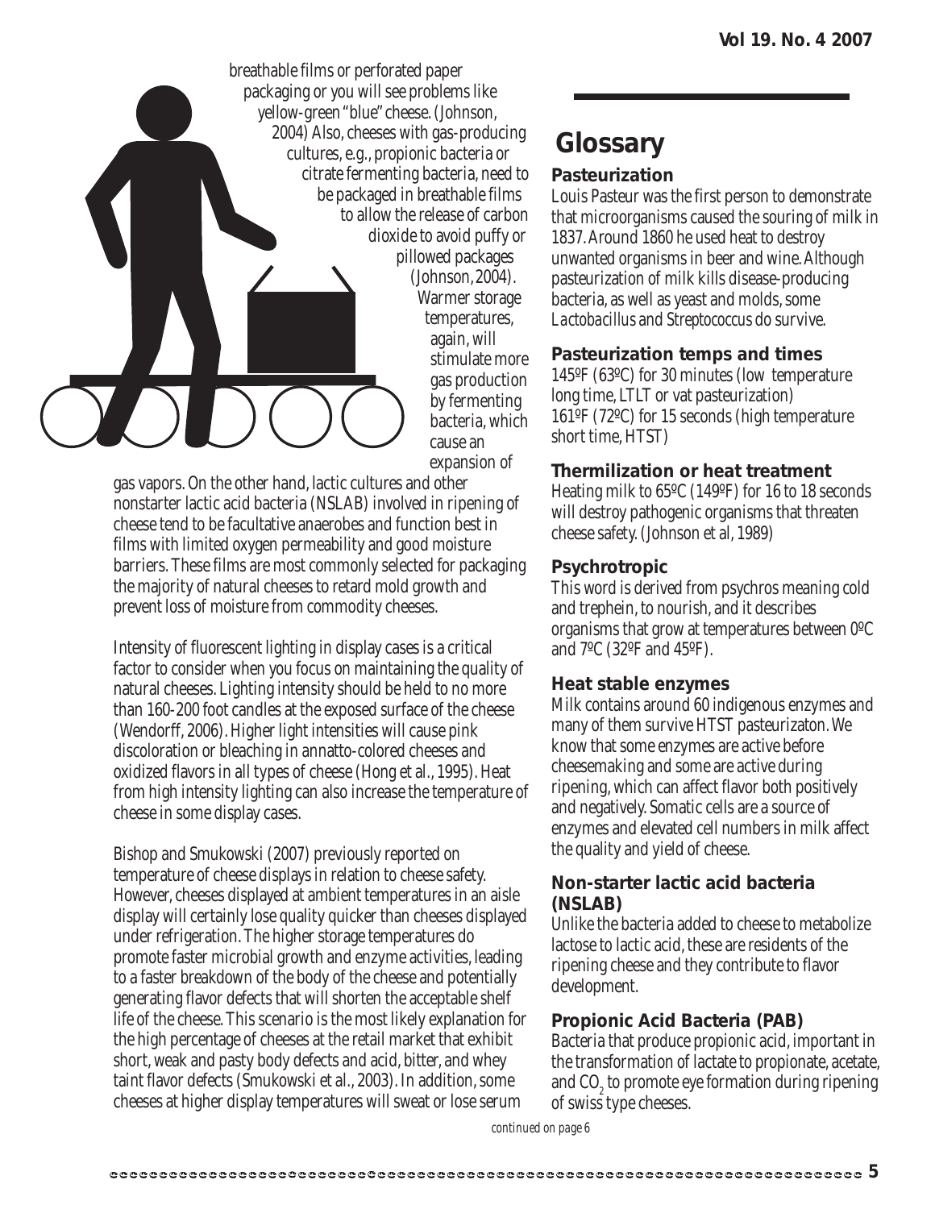breathable films or perforated paper packaging or you will see problems like yellow-green "blue" cheese. (Johnson, 2004) Also, cheeses with gas-producing cultures, e.g., propionic bacteria or citrate fermenting bacteria, need to be packaged in breathable films to allow the release of carbon dioxide to avoid puffy or pillowed packages (Johnson, 2004). Warmer storage temperatures, again, will stimulate more gas production by fermenting bacteria, which cause an expansion of gas vapors. On the other hand, lactic cultures and other nonstarter lactic acid bacteria (NSLAB) involved in ripening of cheese tend to be facultative anaerobes and function best in films with limited oxygen permeability and good moisture barriers. These films are most commonly selected for packaging the majority of natural cheeses to retard mold growth and prevent loss of moisture from commodity cheeses.

Intensity of fluorescent lighting in display cases is a critical factor to consider when you focus on maintaining the quality of natural cheeses. Lighting intensity should be held to no more than 160-200 foot candles at the exposed surface of the cheese (Wendorff, 2006). Higher light intensities will cause pink discoloration or bleaching in annatto-colored cheeses and oxidized flavors in all types of cheese (Hong et al., 1995). Heat from high intensity lighting can also increase the temperature of cheese in some display cases.

Bishop and Smukowski (2007) previously reported on temperature of cheese displays in relation to cheese safety. However, cheeses displayed at ambient temperatures in an aisle display will certainly lose quality quicker than cheeses displayed under refrigeration. The higher storage temperatures do promote faster microbial growth and enzyme activities, leading to a faster breakdown of the body of the cheese and potentially generating flavor defects that will shorten the acceptable shelf life of the cheese. This scenario is the most likely explanation for the high percentage of cheeses at the retail market that exhibit short, weak and pasty body defects and acid, bitter, and whey taint flavor defects (Smukowski et al., 2003). In addition, some cheeses at higher display temperatures will sweat or lose serum

*continued on page 6*

## Glossary

### Pasteurization

Louis Pasteur was the first person to demonstrate that microorganisms caused the souring of milk in 1837. Around 1860 he used heat to destroy unwanted organisms in beer and wine. Although pasteurization of milk kills disease-producing bacteria, as well as yeast and molds, some *Lactobacillus* and *Streptococcus* do survive.

### Pasteurization temps and times

145ºF (63ºC) for 30 minutes (low temperature long time, LTLT or vat pasteurization)
161ºF (72ºC) for 15 seconds (high temperature short time, HTST)

### Thermilization or heat treatment

Heating milk to 65ºC (149ºF) for 16 to 18 seconds will destroy pathogenic organisms that threaten cheese safety. (Johnson et al, 1989)

### Psychrotropic

This word is derived from psychros meaning cold and trephein, to nourish, and it describes organisms that grow at temperatures between 0ºC and 7ºC (32ºF and 45ºF).

### Heat stable enzymes

Milk contains around 60 indigenous enzymes and many of them survive HTST pasteurizaton. We know that some enzymes are active before cheesemaking and some are active during ripening, which can affect flavor both positively and negatively. Somatic cells are a source of enzymes and elevated cell numbers in milk affect the quality and yield of cheese.

### Non-starter lactic acid bacteria (NSLAB)

Unlike the bacteria added to cheese to metabolize lactose to lactic acid, these are residents of the ripening cheese and they contribute to flavor development.

### Propionic Acid Bacteria (PAB)

Bacteria that produce propionic acid, important in the transformation of lactate to propionate, acetate, and $CO_2$ to promote eye formation during ripening of swiss type cheeses.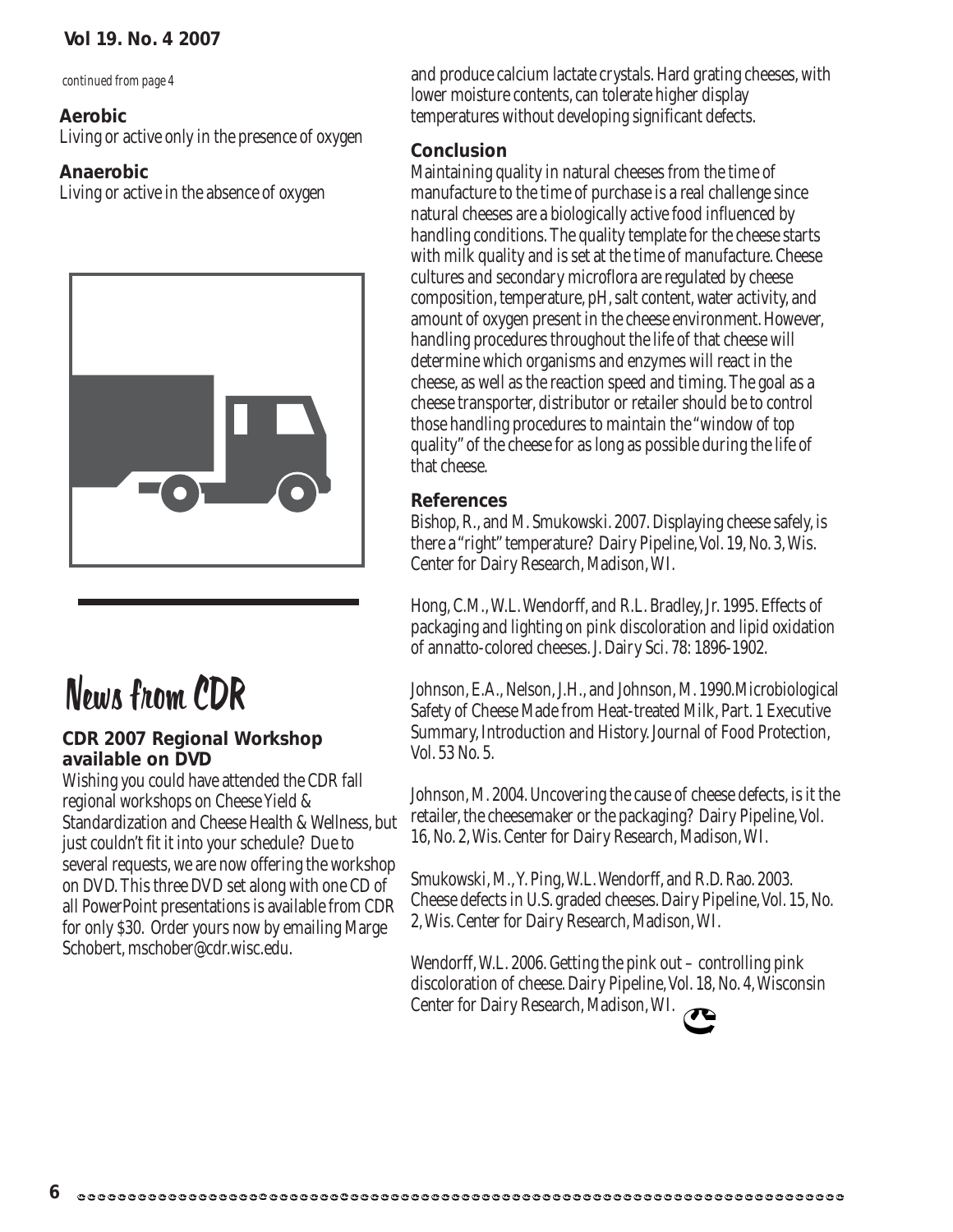*continued from page 4*

**Aerobic**
Living or active only in the presence of oxygen

**Anaerobic**
Living or active in the absence of oxygen

and produce calcium lactate crystals. Hard grating cheeses, with lower moisture contents, can tolerate higher display temperatures without developing significant defects.

### Conclusion

Maintaining quality in natural cheeses from the time of manufacture to the time of purchase is a real challenge since natural cheeses are a biologically active food influenced by handling conditions. The quality template for the cheese starts with milk quality and is set at the time of manufacture. Cheese cultures and secondary microflora are regulated by cheese composition, temperature, pH, salt content, water activity, and amount of oxygen present in the cheese environment. However, handling procedures throughout the life of that cheese will determine which organisms and enzymes will react in the cheese, as well as the reaction speed and timing. The goal as a cheese transporter, distributor or retailer should be to control those handling procedures to maintain the "window of top quality" of the cheese for as long as possible during the life of that cheese.

### References

Bishop, R., and M. Smukowski. 2007. Displaying cheese safely, is there a "right" temperature? Dairy Pipeline, Vol. 19, No. 3, Wis. Center for Dairy Research, Madison, WI.

Hong, C.M., W.L. Wendorff, and R.L. Bradley, Jr. 1995. Effects of packaging and lighting on pink discoloration and lipid oxidation of annatto-colored cheeses. J. Dairy Sci. 78: 1896-1902.

Johnson, E.A., Nelson, J.H., and Johnson, M. 1990.Microbiological Safety of Cheese Made from Heat-treated Milk, Part. 1 Executive Summary, Introduction and History. Journal of Food Protection, Vol. 53 No. 5.

Johnson, M. 2004. Uncovering the cause of cheese defects, is it the retailer, the cheesemaker or the packaging? Dairy Pipeline, Vol. 16, No. 2, Wis. Center for Dairy Research, Madison, WI.

Smukowski, M., Y. Ping, W.L. Wendorff, and R.D. Rao. 2003. Cheese defects in U.S. graded cheeses. Dairy Pipeline, Vol. 15, No. 2, Wis. Center for Dairy Research, Madison, WI.

Wendorff, W.L. 2006. Getting the pink out – controlling pink discoloration of cheese. Dairy Pipeline, Vol. 18, No. 4, Wisconsin Center for Dairy Research, Madison, WI.

# News from CDR

### CDR 2007 Regional Workshop available on DVD

Wishing you could have attended the CDR fall regional workshops on Cheese Yield & Standardization and Cheese Health & Wellness, but just couldn't fit it into your schedule? Due to several requests, we are now offering the workshop on DVD. This three DVD set along with one CD of all PowerPoint presentations is available from CDR for only $30. Order yours now by emailing Marge Schobert, mschober@cdr.wisc.edu.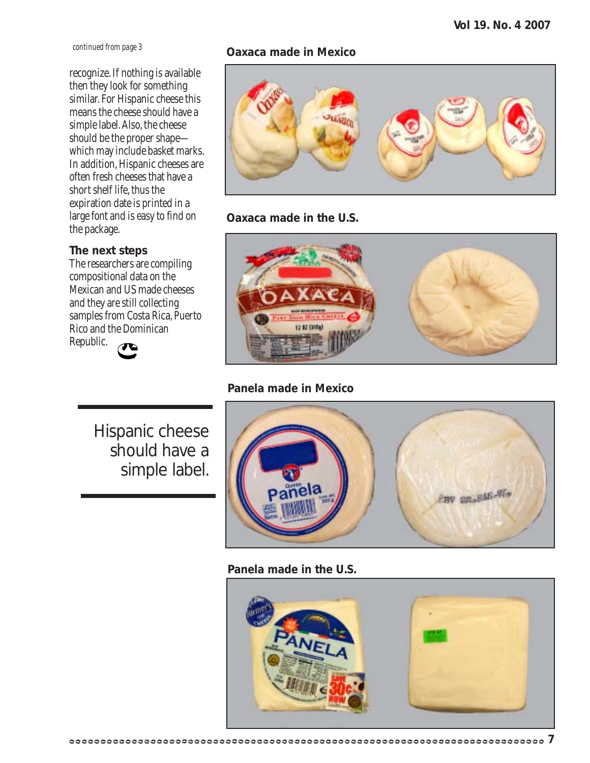*continued from page 3*

recognize. If nothing is available then they look for something similar. For Hispanic cheese this means the cheese should have a simple label. Also, the cheese should be the proper shape—which may include basket marks. In addition, Hispanic cheeses are often fresh cheeses that have a short shelf life, thus the expiration date is printed in a large font and is easy to find on the package.

### The next steps

The researchers are compiling compositional data on the Mexican and US made cheeses and they are still collecting samples from Costa Rica, Puerto Rico and the Dominican Republic.

> Hispanic cheese should have a simple label.

**Oaxaca made in Mexico**

**Oaxaca made in the U.S.**

**Panela made in Mexico**

**Panela made in the U.S.**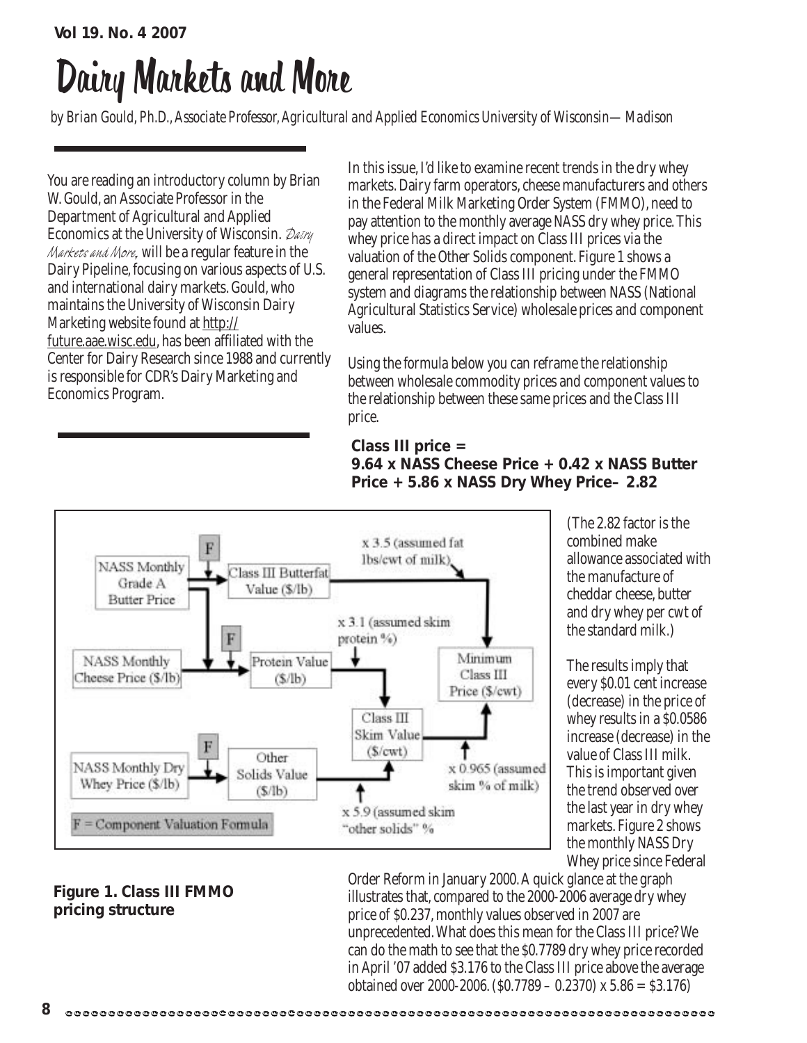# Dairy Markets and More

*by Brian Gould, Ph.D., Associate Professor, Agricultural and Applied Economics University of Wisconsin—Madison*

You are reading an introductory column by Brian W. Gould, an Associate Professor in the Department of Agricultural and Applied Economics at the University of Wisconsin. *Dairy Markets and More,* will be a regular feature in the Dairy Pipeline, focusing on various aspects of U.S. and international dairy markets. Gould, who maintains the University of Wisconsin Dairy Marketing website found at http://future.aae.wisc.edu, has been affiliated with the Center for Dairy Research since 1988 and currently is responsible for CDR's Dairy Marketing and Economics Program.

In this issue, I'd like to examine recent trends in the dry whey markets. Dairy farm operators, cheese manufacturers and others in the Federal Milk Marketing Order System (FMMO), need to pay attention to the monthly average NASS dry whey price. This whey price has a direct impact on Class III prices via the valuation of the Other Solids component. Figure 1 shows a general representation of Class III pricing under the FMMO system and diagrams the relationship between NASS (National Agricultural Statistics Service) wholesale prices and component values.

Using the formula below you can reframe the relationship between wholesale commodity prices and component values to the relationship between these same prices and the Class III price.

**Class III price =**
**9.64 x NASS Cheese Price + 0.42 x NASS Butter Price + 5.86 x NASS Dry Whey Price– 2.82**

(The 2.82 factor is the combined make allowance associated with the manufacture of cheddar cheese, butter and dry whey per cwt of the standard milk.)

NASS Monthly Grade A Butter Price → F → Class III Butterfat Value ($/lb) → x 3.5 (assumed fat lbs/cwt of milk) → Minimum Class III Price ($/cwt)

NASS Monthly Cheese Price ($/lb) → F → Protein Value ($/lb) → x 3.1 (assumed skim protein %) → Class III Skim Value ($/cwt)

NASS Monthly Dry Whey Price ($/lb) → F → Other Solids Value ($/lb) → x 5.9 (assumed skim "other solids" %) → Class III Skim Value ($/cwt) → x 0.965 (assumed skim % of milk) → Minimum Class III Price ($/cwt)

F = Component Valuation Formula

**Figure 1. Class III FMMO pricing structure**

The results imply that every $0.01 cent increase (decrease) in the price of whey results in a $0.0586 increase (decrease) in the value of Class III milk. This is important given the trend observed over the last year in dry whey markets. Figure 2 shows the monthly NASS Dry Whey price since Federal Order Reform in January 2000. A quick glance at the graph illustrates that, compared to the 2000-2006 average dry whey price of $0.237, monthly values observed in 2007 are unprecedented. What does this mean for the Class III price? We can do the math to see that the $0.7789 dry whey price recorded in April '07 added $3.176 to the Class III price above the average obtained over 2000-2006. ($0.7789 – 0.2370) x 5.86 = $3.176)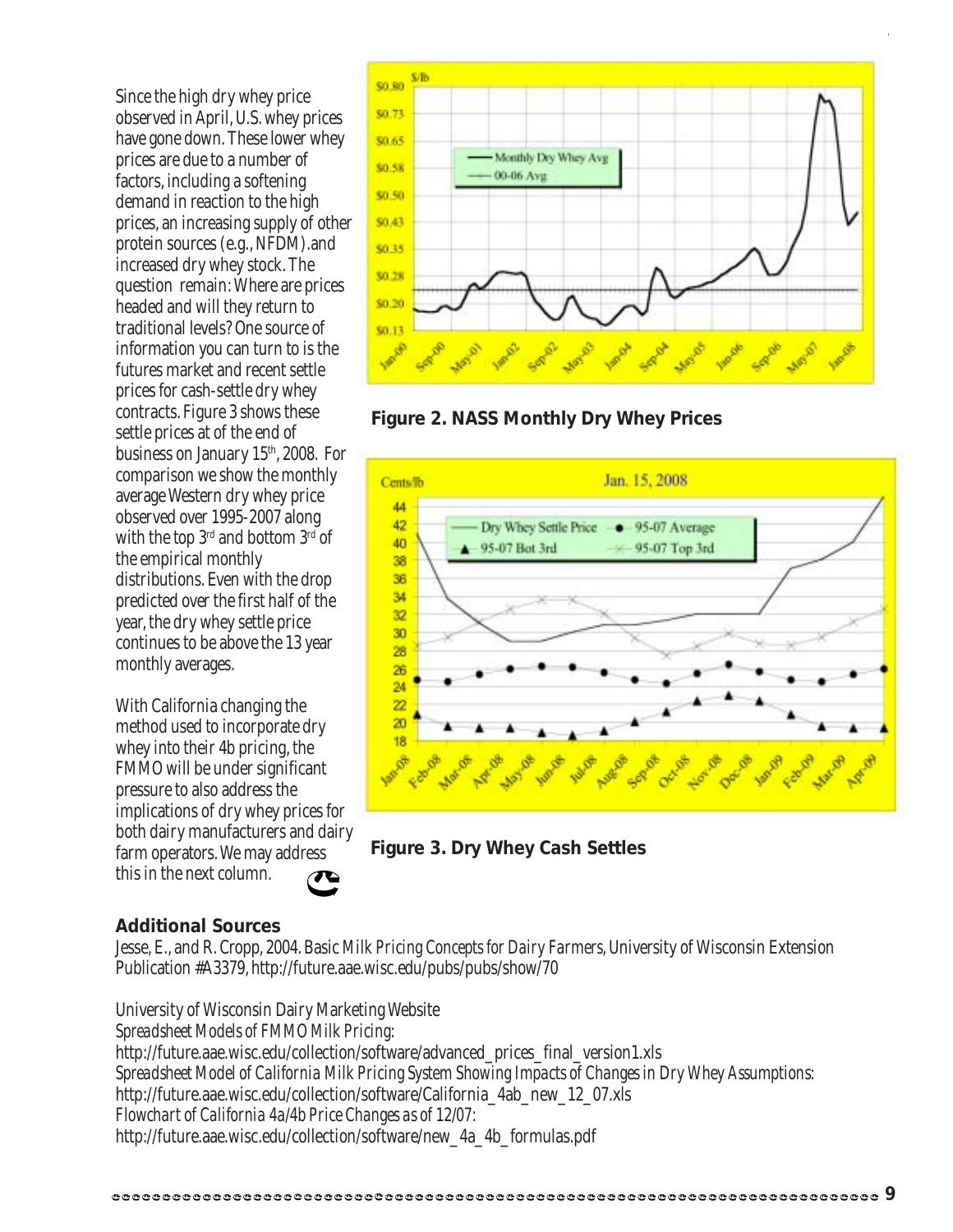Since the high dry whey price observed in April, U.S. whey prices have gone down. These lower whey prices are due to a number of factors, including a softening demand in reaction to the high prices, an increasing supply of other protein sources (e.g., NFDM).and increased dry whey stock. The question remain: Where are prices headed and will they return to traditional levels? One source of information you can turn to is the futures market and recent settle prices for cash-settle dry whey contracts. Figure 3 shows these settle prices at of the end of business on January 15th, 2008. For comparison we show the monthly average Western dry whey price observed over 1995-2007 along with the top 3rd and bottom 3rd of the empirical monthly distributions. Even with the drop predicted over the first half of the year, the dry whey settle price continues to be above the 13 year monthly averages.

With California changing the method used to incorporate dry whey into their 4b pricing, the FMMO will be under significant pressure to also address the implications of dry whey prices for both dairy manufacturers and dairy farm operators. We may address this in the next column.

**Figure 2. NASS Monthly Dry Whey Prices**

**Figure 3. Dry Whey Cash Settles**

## Additional Sources

Jesse, E., and R. Cropp, 2004. Basic *Milk Pricing Concepts for Dairy Farmers*, University of Wisconsin Extension Publication #A3379, http://future.aae.wisc.edu/pubs/pubs/show/70

University of Wisconsin Dairy Marketing Website
*Spreadsheet Models of FMMO Milk Pricing*:
http://future.aae.wisc.edu/collection/software/advanced_prices_final_version1.xls
*Spreadsheet Model of California Milk Pricing System Showing Impacts of Changes in Dry Whey Assumptions*:
http://future.aae.wisc.edu/collection/software/California_4ab_new_12_07.xls
*Flowchart of California 4a/4b Price Changes as of 12/07*:
http://future.aae.wisc.edu/collection/software/new_4a_4b_formulas.pdf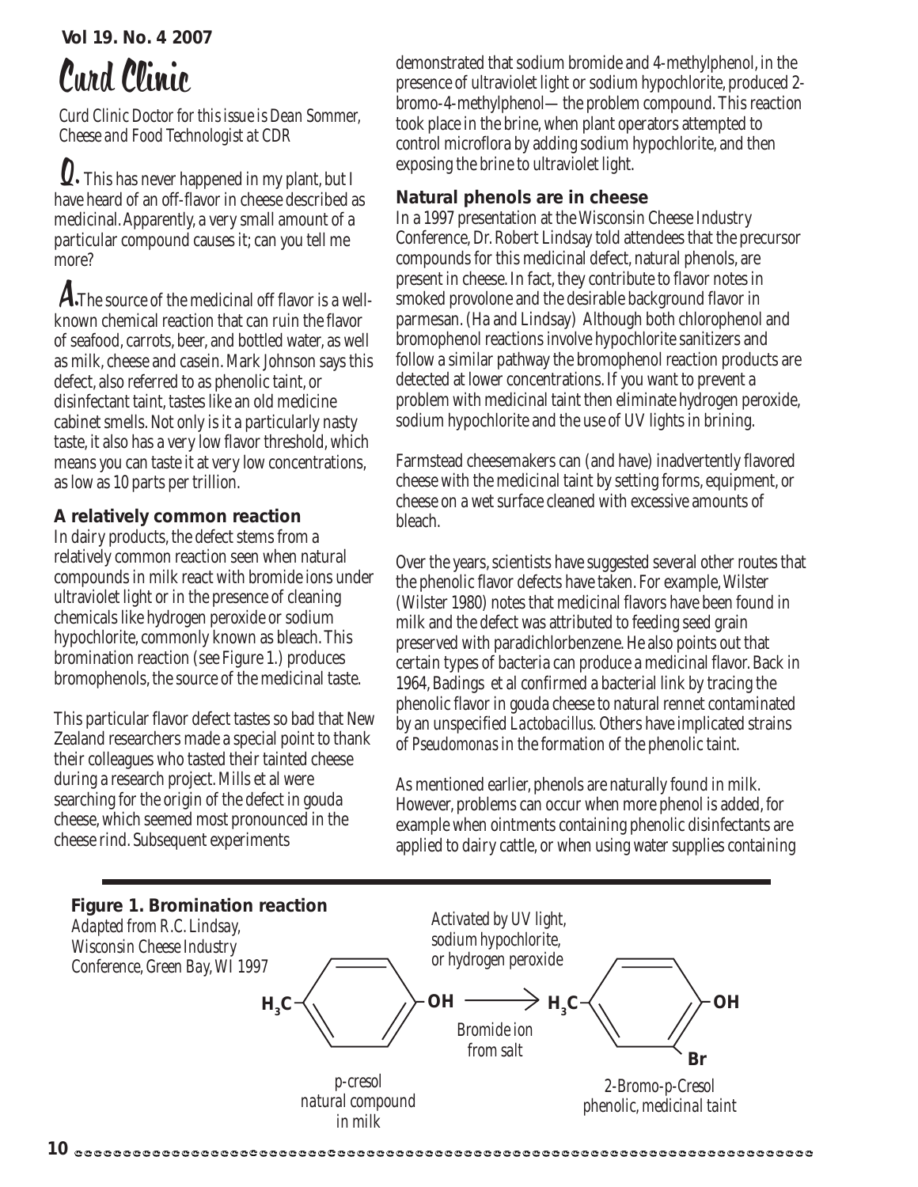# Curd Clinic

*Curd Clinic Doctor for this issue is Dean Sommer, Cheese and Food Technologist at CDR*

**Q.** This has never happened in my plant, but I have heard of an off-flavor in cheese described as medicinal. Apparently, a very small amount of a particular compound causes it; can you tell me more?

**A.** The source of the medicinal off flavor is a well-known chemical reaction that can ruin the flavor of seafood, carrots, beer, and bottled water, as well as milk, cheese and casein. Mark Johnson says this defect, also referred to as phenolic taint, or disinfectant taint, tastes like an old medicine cabinet smells. Not only is it a particularly nasty taste, it also has a very low flavor threshold, which means you can taste it at very low concentrations, as low as 10 parts per trillion.

### A relatively common reaction

In dairy products, the defect stems from a relatively common reaction seen when natural compounds in milk react with bromide ions under ultraviolet light or in the presence of cleaning chemicals like hydrogen peroxide or sodium hypochlorite, commonly known as bleach. This bromination reaction (see Figure 1.) produces bromophenols, the source of the medicinal taste.

This particular flavor defect tastes so bad that New Zealand researchers made a special point to thank their colleagues who tasted their tainted cheese during a research project. Mills et al were searching for the origin of the defect in gouda cheese, which seemed most pronounced in the cheese rind. Subsequent experiments demonstrated that sodium bromide and 4-methylphenol, in the presence of ultraviolet light or sodium hypochlorite, produced 2-bromo-4-methylphenol—the problem compound. This reaction took place in the brine, when plant operators attempted to control microflora by adding sodium hypochlorite, and then exposing the brine to ultraviolet light.

### Natural phenols are in cheese

In a 1997 presentation at the Wisconsin Cheese Industry Conference, Dr. Robert Lindsay told attendees that the precursor compounds for this medicinal defect, natural phenols, are present in cheese. In fact, they contribute to flavor notes in smoked provolone and the desirable background flavor in parmesan. (Ha and Lindsay) Although both chlorophenol and bromophenol reactions involve hypochlorite sanitizers and follow a similar pathway the bromophenol reaction products are detected at lower concentrations. If you want to prevent a problem with medicinal taint then eliminate hydrogen peroxide, sodium hypochlorite and the use of UV lights in brining.

Farmstead cheesemakers can (and have) inadvertently flavored cheese with the medicinal taint by setting forms, equipment, or cheese on a wet surface cleaned with excessive amounts of bleach.

Over the years, scientists have suggested several other routes that the phenolic flavor defects have taken. For example, Wilster (Wilster 1980) notes that medicinal flavors have been found in milk and the defect was attributed to feeding seed grain preserved with paradichlorbenzene. He also points out that certain types of bacteria can produce a medicinal flavor. Back in 1964, Badings et al confirmed a bacterial link by tracing the phenolic flavor in gouda cheese to natural rennet contaminated by an unspecified *Lactobacillus*. Others have implicated strains of *Pseudomonas* in the formation of the phenolic taint.

As mentioned earlier, phenols are naturally found in milk. However, problems can occur when more phenol is added, for example when ointments containing phenolic disinfectants are applied to dairy cattle, or when using water supplies containing

**Figure 1. Bromination reaction**

*Adapted from R.C. Lindsay, Wisconsin Cheese Industry Conference, Green Bay, WI 1997*

$H_3C$–(benzene ring)–OH → $H_3C$–(benzene ring, Br)–OH

*Activated by UV light, sodium hypochlorite, or hydrogen peroxide*

*Bromide ion from salt*

*p-cresol natural compound in milk* → *2-Bromo-p-Cresol phenolic, medicinal taint*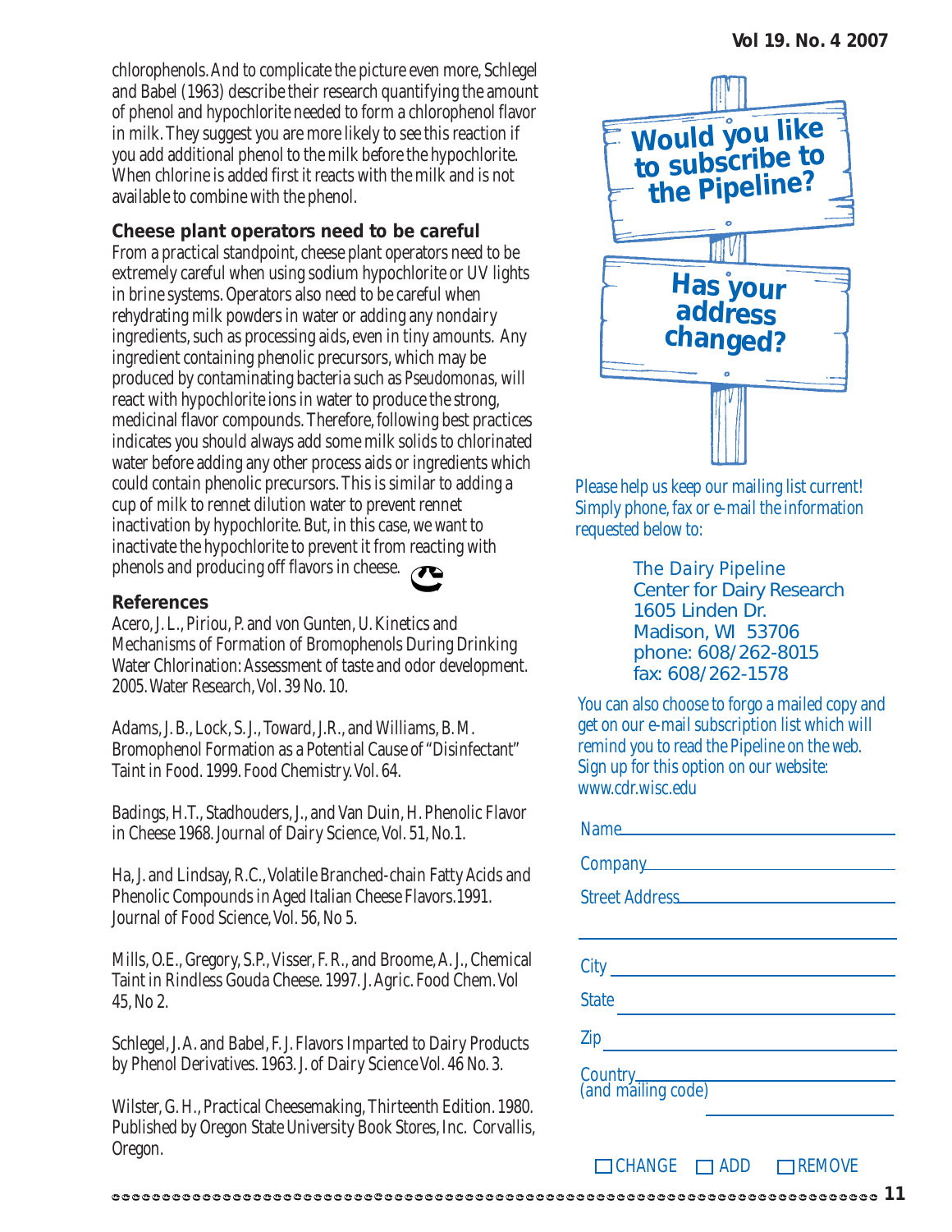chlorophenols. And to complicate the picture even more, Schlegel and Babel (1963) describe their research quantifying the amount of phenol and hypochlorite needed to form a chlorophenol flavor in milk. They suggest you are more likely to see this reaction if you add additional phenol to the milk before the hypochlorite. When chlorine is added first it reacts with the milk and is not available to combine with the phenol.

### Cheese plant operators need to be careful

From a practical standpoint, cheese plant operators need to be extremely careful when using sodium hypochlorite or UV lights in brine systems. Operators also need to be careful when rehydrating milk powders in water or adding any nondairy ingredients, such as processing aids, even in tiny amounts. Any ingredient containing phenolic precursors, which may be produced by contaminating bacteria such as *Pseudomonas*, will react with hypochlorite ions in water to produce the strong, medicinal flavor compounds. Therefore, following best practices indicates you should always add some milk solids to chlorinated water before adding any other process aids or ingredients which could contain phenolic precursors. This is similar to adding a cup of milk to rennet dilution water to prevent rennet inactivation by hypochlorite. But, in this case, we want to inactivate the hypochlorite to prevent it from reacting with phenols and producing off flavors in cheese.

### References

Acero, J. L., Piriou, P. and von Gunten, U. Kinetics and Mechanisms of Formation of Bromophenols During Drinking Water Chlorination: Assessment of taste and odor development. 2005. Water Research, Vol. 39 No. 10.

Adams, J. B., Lock, S. J., Toward, J.R., and Williams, B. M. Bromophenol Formation as a Potential Cause of "Disinfectant" Taint in Food. 1999. Food Chemistry. Vol. 64.

Badings, H.T., Stadhouders, J., and Van Duin, H. Phenolic Flavor in Cheese 1968. Journal of Dairy Science, Vol. 51, No.1.

Ha, J. and Lindsay, R.C., Volatile Branched-chain Fatty Acids and Phenolic Compounds in Aged Italian Cheese Flavors.1991. Journal of Food Science, Vol. 56, No 5.

Mills, O.E., Gregory, S.P., Visser, F. R., and Broome, A. J., Chemical Taint in Rindless Gouda Cheese. 1997. J. Agric. Food Chem. Vol 45, No 2.

Schlegel, J. A. and Babel, F. J. Flavors Imparted to Dairy Products by Phenol Derivatives. 1963. J. of Dairy Science Vol. 46 No. 3.

Wilster, G. H., Practical Cheesemaking, Thirteenth Edition. 1980. Published by Oregon State University Book Stores, Inc. Corvallis, Oregon.

**Would you like to subscribe to the Pipeline?**

**Has your address changed?**

Please help us keep our mailing list current! Simply phone, fax or e-mail the information requested below to:

The Dairy Pipeline
Center for Dairy Research
1605 Linden Dr.
Madison, WI 53706
phone: 608/262-8015
fax: 608/262-1578

You can also choose to forgo a mailed copy and get on our e-mail subscription list which will remind you to read the Pipeline on the web. Sign up for this option on our website: www.cdr.wisc.edu

Name\_\_\_\_\_\_\_\_\_\_\_\_\_\_\_\_\_\_\_\_\_\_\_\_\_\_\_\_

Company\_\_\_\_\_\_\_\_\_\_\_\_\_\_\_\_\_\_\_\_\_\_\_\_\_\_\_\_

Street Address\_\_\_\_\_\_\_\_\_\_\_\_\_\_\_\_\_\_\_\_\_\_\_\_\_\_\_\_

City\_\_\_\_\_\_\_\_\_\_\_\_\_\_\_\_\_\_\_\_\_\_\_\_\_\_\_\_

State\_\_\_\_\_\_\_\_\_\_\_\_\_\_\_\_\_\_\_\_\_\_\_\_\_\_\_\_

Zip\_\_\_\_\_\_\_\_\_\_\_\_\_\_\_\_\_\_\_\_\_\_\_\_\_\_\_\_

Country (and mailing code)\_\_\_\_\_\_\_\_\_\_\_\_\_\_\_\_\_\_\_\_\_\_\_\_\_\_\_\_

☐ CHANGE ☐ ADD ☐ REMOVE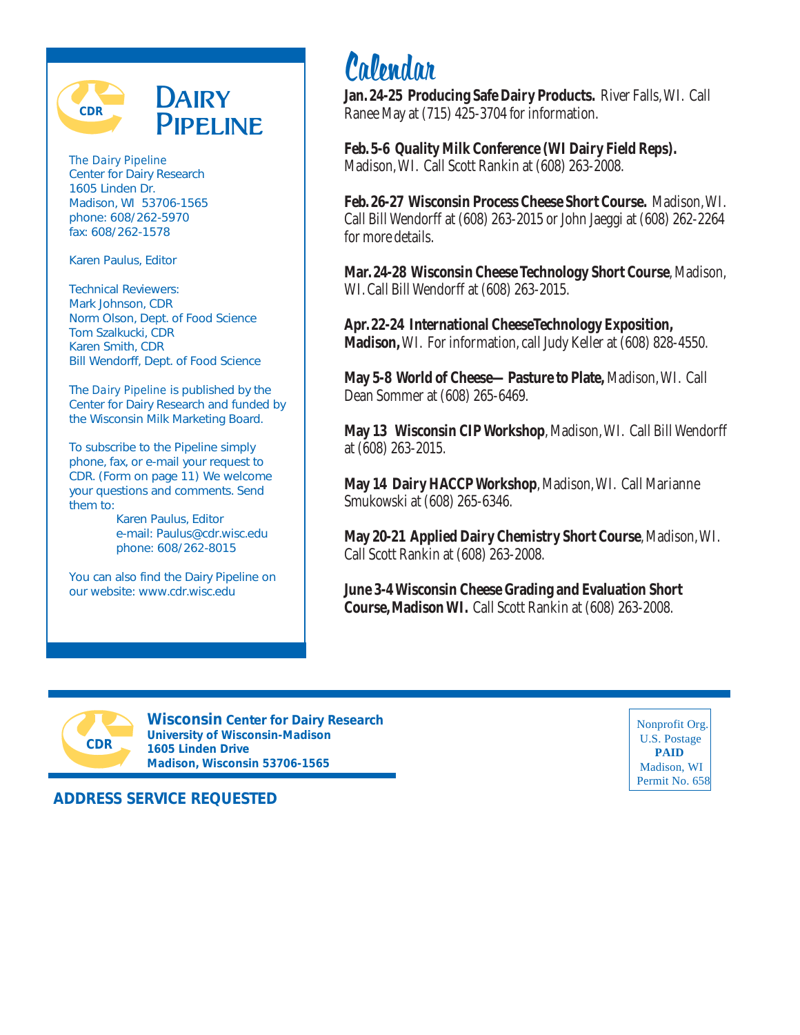# Dairy Pipeline

*The Dairy Pipeline*
Center for Dairy Research
1605 Linden Dr.
Madison, WI 53706-1565
phone: 608/262-5970
fax: 608/262-1578

Karen Paulus, Editor

Technical Reviewers:
Mark Johnson, CDR
Norm Olson, Dept. of Food Science
Tom Szalkucki, CDR
Karen Smith, CDR
Bill Wendorff, Dept. of Food Science

The *Dairy Pipeline* is published by the Center for Dairy Research and funded by the Wisconsin Milk Marketing Board.

To subscribe to the Pipeline simply phone, fax, or e-mail your request to CDR. (Form on page 11) We welcome your questions and comments. Send them to:

Karen Paulus, Editor
e-mail: Paulus@cdr.wisc.edu
phone: 608/262-8015

You can also find the Dairy Pipeline on our website: www.cdr.wisc.edu

# Calendar

**Jan. 24-25 Producing Safe Dairy Products.** River Falls, WI. Call Ranee May at (715) 425-3704 for information.

**Feb. 5-6 Quality Milk Conference (WI Dairy Field Reps).** Madison, WI. Call Scott Rankin at (608) 263-2008.

**Feb. 26-27 Wisconsin Process Cheese Short Course.** Madison, WI. Call Bill Wendorff at (608) 263-2015 or John Jaeggi at (608) 262-2264 for more details.

**Mar. 24-28 Wisconsin Cheese Technology Short Course**, Madison, WI. Call Bill Wendorff at (608) 263-2015.

**Apr. 22-24 International CheeseTechnology Exposition, Madison,** WI. For information, call Judy Keller at (608) 828-4550.

**May 5-8 World of Cheese— Pasture to Plate,** Madison, WI. Call Dean Sommer at (608) 265-6469.

**May 13 Wisconsin CIP Workshop**, Madison, WI. Call Bill Wendorff at (608) 263-2015.

**May 14 Dairy HACCP Workshop**, Madison, WI. Call Marianne Smukowski at (608) 265-6346.

**May 20-21 Applied Dairy Chemistry Short Course**, Madison, WI. Call Scott Rankin at (608) 263-2008.

**June 3-4 Wisconsin Cheese Grading and Evaluation Short Course, Madison WI.** Call Scott Rankin at (608) 263-2008.

---

**Wisconsin Center for Dairy Research**
**University of Wisconsin-Madison**
**1605 Linden Drive**
**Madison, Wisconsin 53706-1565**

**ADDRESS SERVICE REQUESTED**

Nonprofit Org.
U.S. Postage
**PAID**
Madison, WI
Permit No. 658